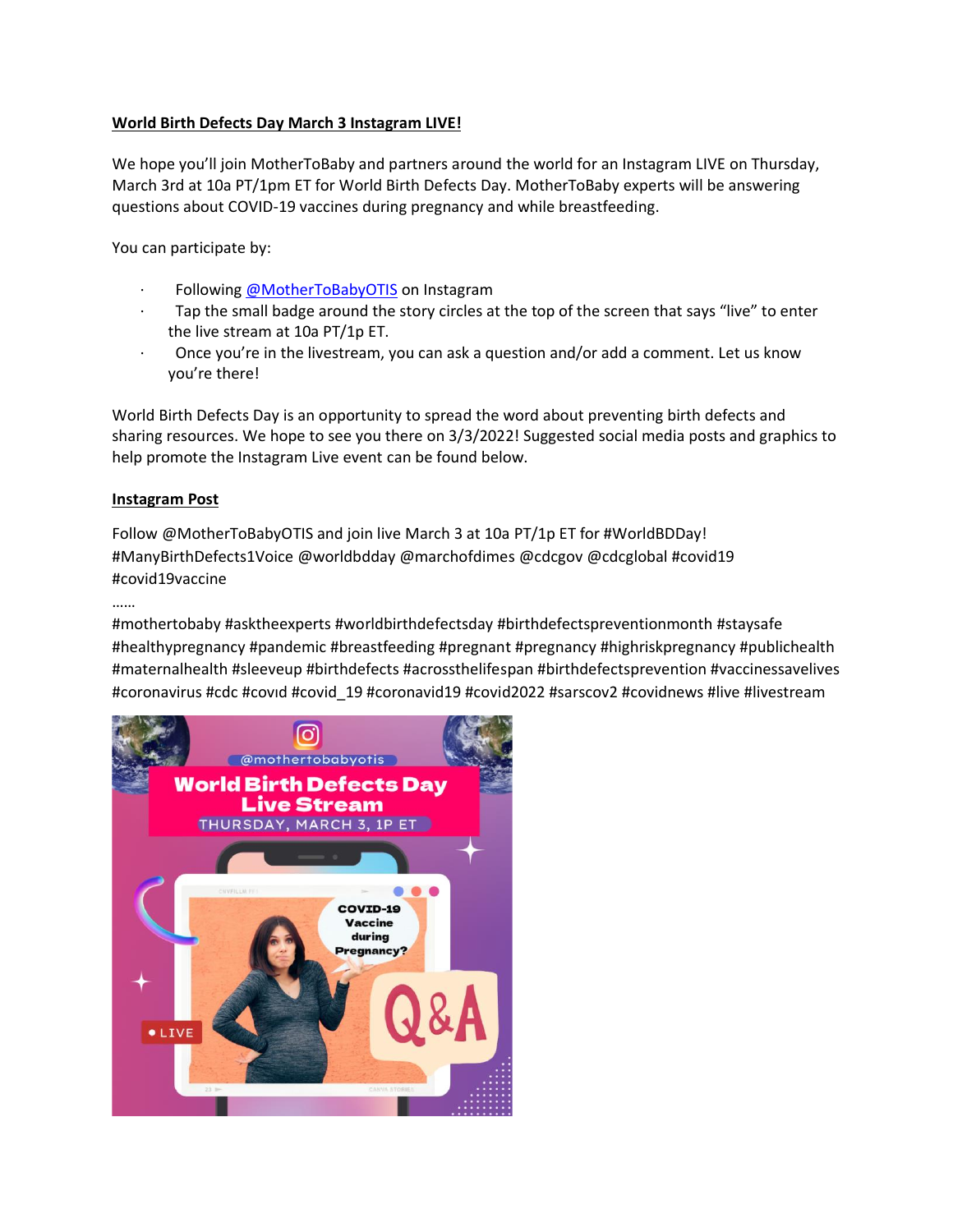**World Birth Defects Day March 3 Instagram LIVE!**

We hope you'll join MotherToBaby and partners around the world for an Instagram LIVE on Thursday, March 3rd at 10a PT/1pm ET for World Birth Defects Day. MotherToBaby experts will be answering questions about COVID-19 vaccines during pregnancy and while breastfeeding.

You can participate by:

- Following @MotherToBabyOTIS on Instagram
- Tap the small badge around the story circles at the top of the screen that says "live" to enter the live stream at 10a PT/1p ET.
- Once you're in the livestream, you can ask a question and/or add a comment. Let us know you're there!

World Birth Defects Day is an opportunity to spread the word about preventing birth defects and sharing resources. We hope to see you there on 3/3/2022! Suggested social media posts and graphics to help promote the Instagram Live event can be found below.

**Instagram Post**

Follow @MotherToBabyOTIS and join live March 3 at 10a PT/1p ET for #WorldBDDay! #ManyBirthDefects1Voice @worldbdday @marchofdimes @cdcgov @cdcglobal #covid19 #covid19vaccine

……

#mothertobaby #asktheexperts #worldbirthdefectsday #birthdefectspreventionmonth #staysafe #healthypregnancy #pandemic #breastfeeding #pregnant #pregnancy #highriskpregnancy #publichealth #maternalhealth #sleeveup #birthdefects #acrossthelifespan #birthdefectsprevention #vaccinessavelives #coronavirus #cdc #covıd #covid_19 #coronavid19 #covid2022 #sarscov2 #covidnews #live #livestream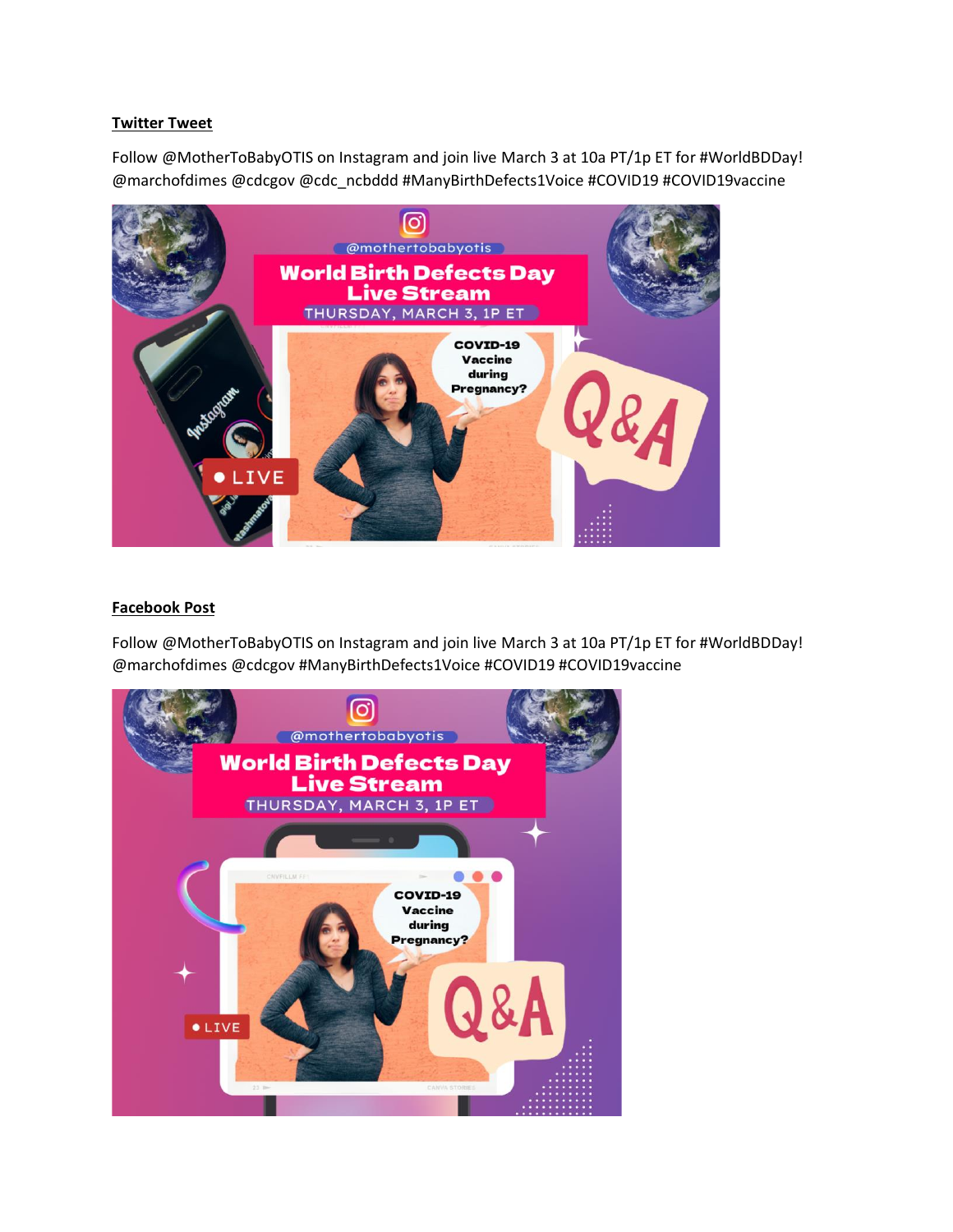**Twitter Tweet**

Follow @MotherToBabyOTIS on Instagram and join live March 3 at 10a PT/1p ET for #WorldBDDay! @marchofdimes @cdcgov @cdc_ncbddd #ManyBirthDefects1Voice #COVID19 #COVID19vaccine

**Facebook Post**

Follow @MotherToBabyOTIS on Instagram and join live March 3 at 10a PT/1p ET for #WorldBDDay! @marchofdimes @cdcgov #ManyBirthDefects1Voice #COVID19 #COVID19vaccine